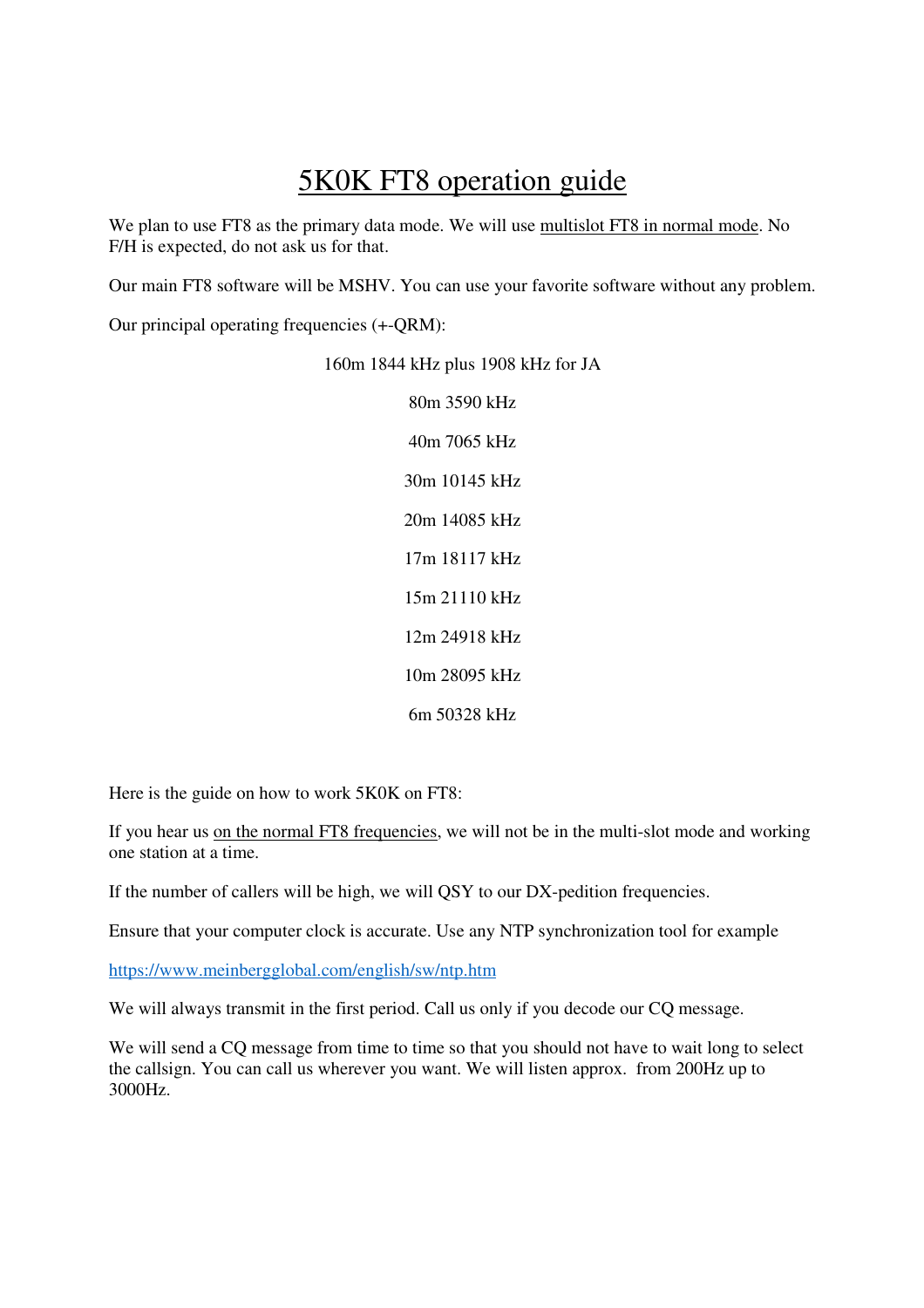# 5K0K FT8 operation guide

We plan to use FT8 as the primary data mode. We will use multislot FT8 in normal mode. No F/H is expected, do not ask us for that.

Our main FT8 software will be MSHV. You can use your favorite software without any problem.

Our principal operating frequencies (+-QRM):

160m 1844 kHz plus 1908 kHz for JA

80m 3590 kHz

40m 7065 kHz

30m 10145 kHz

20m 14085 kHz

17m 18117 kHz

15m 21110 kHz

12m 24918 kHz

10m 28095 kHz

6m 50328 kHz

Here is the guide on how to work 5K0K on FT8:

If you hear us on the normal FT8 frequencies, we will not be in the multi-slot mode and working one station at a time.

If the number of callers will be high, we will QSY to our DX-pedition frequencies.

Ensure that your computer clock is accurate. Use any NTP synchronization tool for example

https://www.meinbergglobal.com/english/sw/ntp.htm

We will always transmit in the first period. Call us only if you decode our CQ message.

We will send a CQ message from time to time so that you should not have to wait long to select the callsign. You can call us wherever you want. We will listen approx. from 200Hz up to 3000Hz.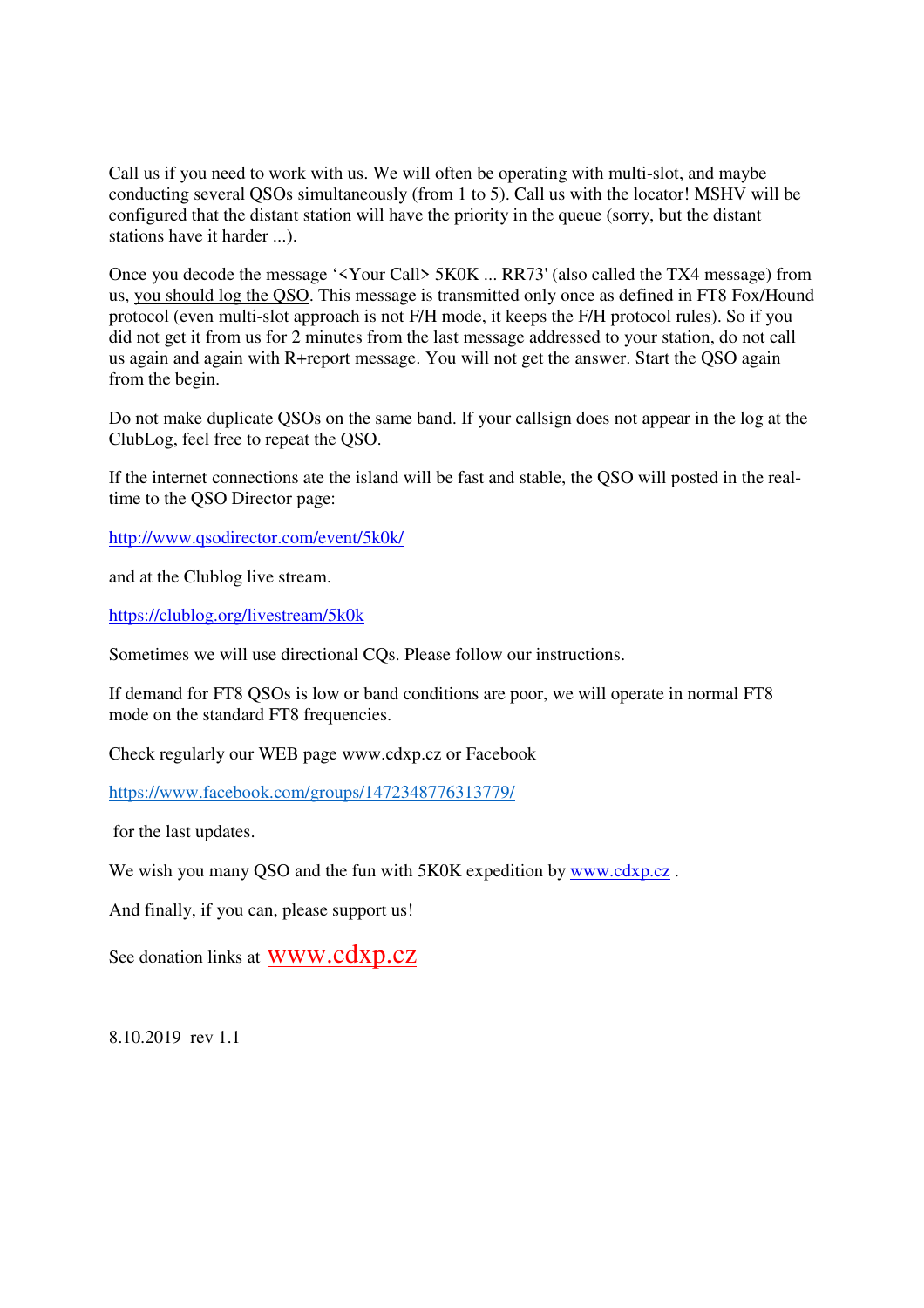Call us if you need to work with us. We will often be operating with multi-slot, and maybe conducting several QSOs simultaneously (from 1 to 5). Call us with the locator! MSHV will be configured that the distant station will have the priority in the queue (sorry, but the distant stations have it harder ...).

Once you decode the message '<Your Call> 5K0K ... RR73' (also called the TX4 message) from us, you should log the QSO. This message is transmitted only once as defined in FT8 Fox/Hound protocol (even multi-slot approach is not F/H mode, it keeps the F/H protocol rules). So if you did not get it from us for 2 minutes from the last message addressed to your station, do not call us again and again with R+report message. You will not get the answer. Start the QSO again from the begin.

Do not make duplicate QSOs on the same band. If your callsign does not appear in the log at the ClubLog, feel free to repeat the QSO.

If the internet connections ate the island will be fast and stable, the QSO will posted in the real-time to the QSO Director page:

http://www.qsodirector.com/event/5k0k/

and at the Clublog live stream.

https://clublog.org/livestream/5k0k

Sometimes we will use directional CQs. Please follow our instructions.

If demand for FT8 QSOs is low or band conditions are poor, we will operate in normal FT8 mode on the standard FT8 frequencies.

Check regularly our WEB page www.cdxp.cz or Facebook

https://www.facebook.com/groups/1472348776313779/

for the last updates.

We wish you many QSO and the fun with 5K0K expedition by www.cdxp.cz .

And finally, if you can, please support us!

See donation links at www.cdxp.cz

8.10.2019 rev 1.1